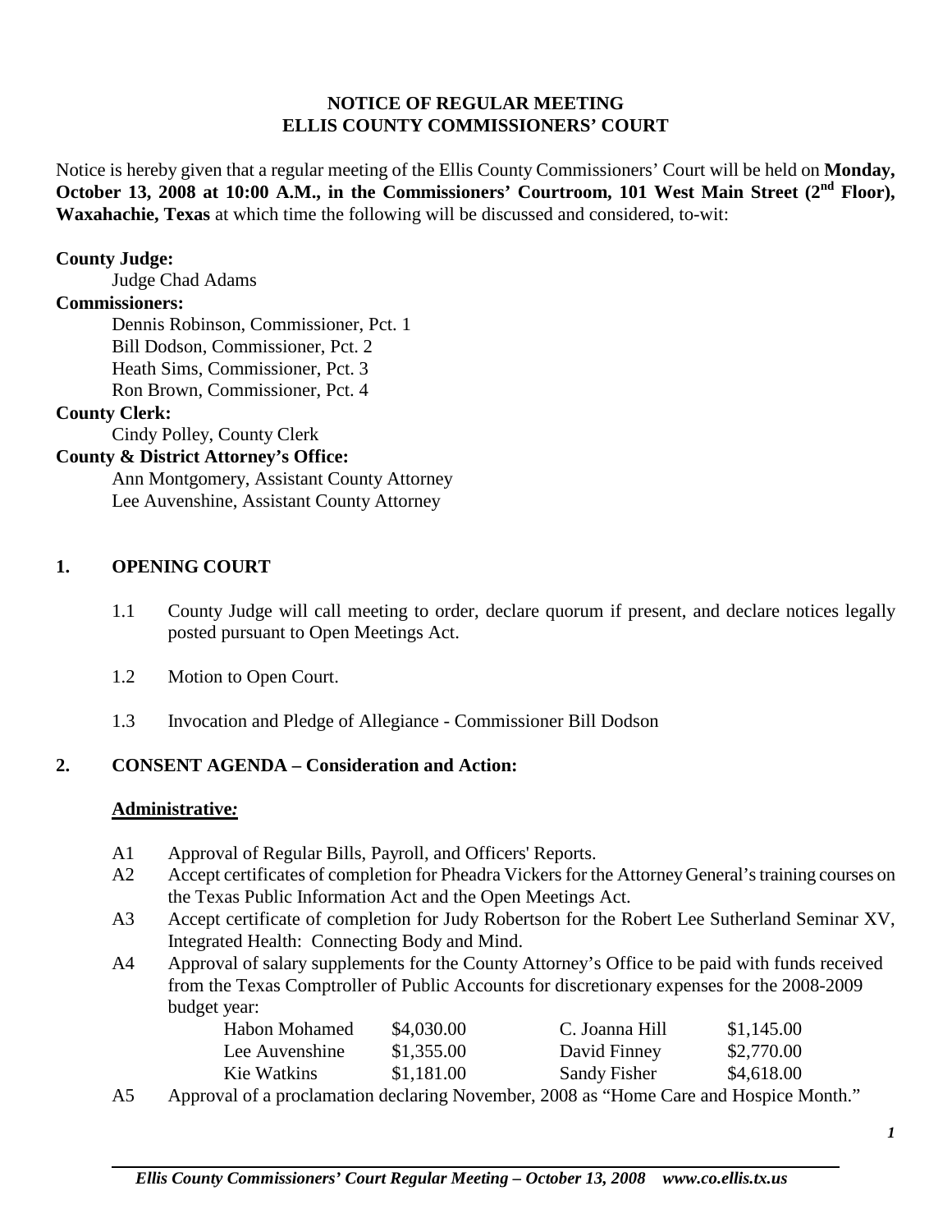## NOTICE OF REGULAR MEETING
## ELLIS COUNTY COMMISSIONERS' COURT

Notice is hereby given that a regular meeting of the Ellis County Commissioners' Court will be held on **Monday, October 13, 2008 at 10:00 A.M., in the Commissioners' Courtroom, 101 West Main Street (2nd Floor), Waxahachie, Texas** at which time the following will be discussed and considered, to-wit:

**County Judge:**
Judge Chad Adams

**Commissioners:**
Dennis Robinson, Commissioner, Pct. 1
Bill Dodson, Commissioner, Pct. 2
Heath Sims, Commissioner, Pct. 3
Ron Brown, Commissioner, Pct. 4

**County Clerk:**
Cindy Polley, County Clerk

**County & District Attorney's Office:**
Ann Montgomery, Assistant County Attorney
Lee Auvenshine, Assistant County Attorney

## 1. OPENING COURT

1.1 County Judge will call meeting to order, declare quorum if present, and declare notices legally posted pursuant to Open Meetings Act.

1.2 Motion to Open Court.

1.3 Invocation and Pledge of Allegiance - Commissioner Bill Dodson

## 2. CONSENT AGENDA – Consideration and Action:

**Administrative:**

A1 Approval of Regular Bills, Payroll, and Officers' Reports.

A2 Accept certificates of completion for Pheadra Vickers for the Attorney General's training courses on the Texas Public Information Act and the Open Meetings Act.

A3 Accept certificate of completion for Judy Robertson for the Robert Lee Sutherland Seminar XV, Integrated Health: Connecting Body and Mind.

A4 Approval of salary supplements for the County Attorney's Office to be paid with funds received from the Texas Comptroller of Public Accounts for discretionary expenses for the 2008-2009 budget year:

| | | | |
|---|---|---|---|
| Habon Mohamed | \$4,030.00 | C. Joanna Hill | \$1,145.00 |
| Lee Auvenshine | \$1,355.00 | David Finney | \$2,770.00 |
| Kie Watkins | \$1,181.00 | Sandy Fisher | \$4,618.00 |

A5 Approval of a proclamation declaring November, 2008 as "Home Care and Hospice Month."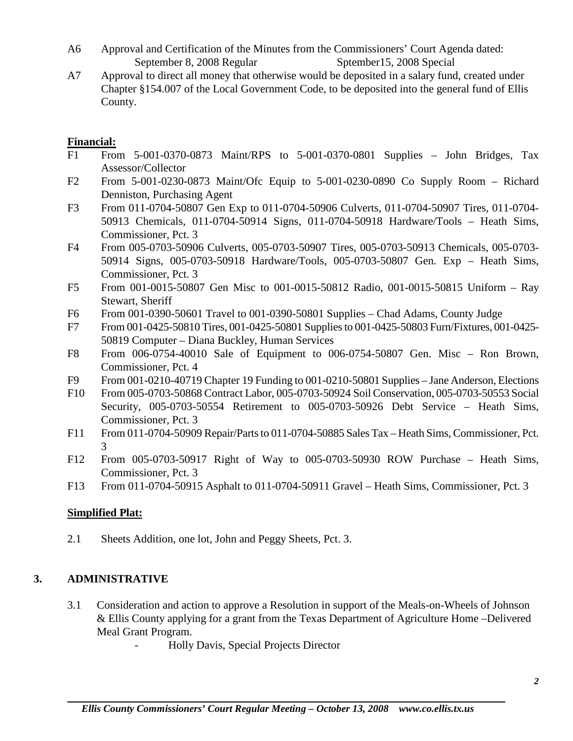A6 Approval and Certification of the Minutes from the Commissioners' Court Agenda dated:
September 8, 2008 Regular Sptember15, 2008 Special

A7 Approval to direct all money that otherwise would be deposited in a salary fund, created under Chapter §154.007 of the Local Government Code, to be deposited into the general fund of Ellis County.

**Financial:**

F1 From 5-001-0370-0873 Maint/RPS to 5-001-0370-0801 Supplies – John Bridges, Tax Assessor/Collector

F2 From 5-001-0230-0873 Maint/Ofc Equip to 5-001-0230-0890 Co Supply Room – Richard Denniston, Purchasing Agent

F3 From 011-0704-50807 Gen Exp to 011-0704-50906 Culverts, 011-0704-50907 Tires, 011-0704-50913 Chemicals, 011-0704-50914 Signs, 011-0704-50918 Hardware/Tools – Heath Sims, Commissioner, Pct. 3

F4 From 005-0703-50906 Culverts, 005-0703-50907 Tires, 005-0703-50913 Chemicals, 005-0703-50914 Signs, 005-0703-50918 Hardware/Tools, 005-0703-50807 Gen. Exp – Heath Sims, Commissioner, Pct. 3

F5 From 001-0015-50807 Gen Misc to 001-0015-50812 Radio, 001-0015-50815 Uniform – Ray Stewart, Sheriff

F6 From 001-0390-50601 Travel to 001-0390-50801 Supplies – Chad Adams, County Judge

F7 From 001-0425-50810 Tires, 001-0425-50801 Supplies to 001-0425-50803 Furn/Fixtures, 001-0425-50819 Computer – Diana Buckley, Human Services

F8 From 006-0754-40010 Sale of Equipment to 006-0754-50807 Gen. Misc – Ron Brown, Commissioner, Pct. 4

F9 From 001-0210-40719 Chapter 19 Funding to 001-0210-50801 Supplies – Jane Anderson, Elections

F10 From 005-0703-50868 Contract Labor, 005-0703-50924 Soil Conservation, 005-0703-50553 Social Security, 005-0703-50554 Retirement to 005-0703-50926 Debt Service – Heath Sims, Commissioner, Pct. 3

F11 From 011-0704-50909 Repair/Parts to 011-0704-50885 Sales Tax – Heath Sims, Commissioner, Pct. 3

F12 From 005-0703-50917 Right of Way to 005-0703-50930 ROW Purchase – Heath Sims, Commissioner, Pct. 3

F13 From 011-0704-50915 Asphalt to 011-0704-50911 Gravel – Heath Sims, Commissioner, Pct. 3

**Simplified Plat:**

2.1 Sheets Addition, one lot, John and Peggy Sheets, Pct. 3.

## 3. ADMINISTRATIVE

3.1 Consideration and action to approve a Resolution in support of the Meals-on-Wheels of Johnson & Ellis County applying for a grant from the Texas Department of Agriculture Home –Delivered Meal Grant Program.
- Holly Davis, Special Projects Director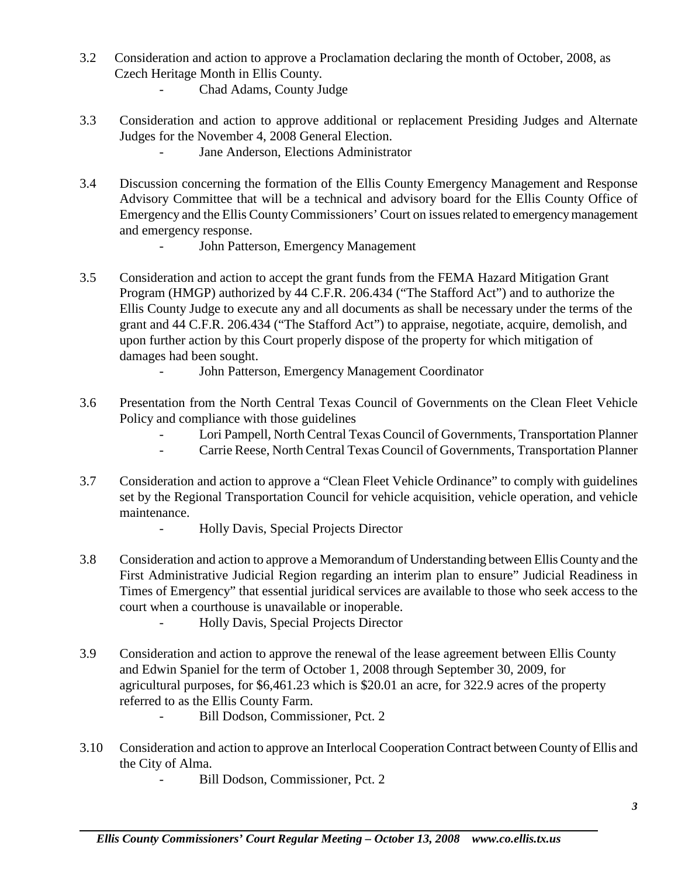3.2 Consideration and action to approve a Proclamation declaring the month of October, 2008, as Czech Heritage Month in Ellis County.

- Chad Adams, County Judge

3.3 Consideration and action to approve additional or replacement Presiding Judges and Alternate Judges for the November 4, 2008 General Election.

- Jane Anderson, Elections Administrator

3.4 Discussion concerning the formation of the Ellis County Emergency Management and Response Advisory Committee that will be a technical and advisory board for the Ellis County Office of Emergency and the Ellis County Commissioners' Court on issues related to emergency management and emergency response.

- John Patterson, Emergency Management

3.5 Consideration and action to accept the grant funds from the FEMA Hazard Mitigation Grant Program (HMGP) authorized by 44 C.F.R. 206.434 ("The Stafford Act") and to authorize the Ellis County Judge to execute any and all documents as shall be necessary under the terms of the grant and 44 C.F.R. 206.434 ("The Stafford Act") to appraise, negotiate, acquire, demolish, and upon further action by this Court properly dispose of the property for which mitigation of damages had been sought.

- John Patterson, Emergency Management Coordinator

3.6 Presentation from the North Central Texas Council of Governments on the Clean Fleet Vehicle Policy and compliance with those guidelines

- Lori Pampell, North Central Texas Council of Governments, Transportation Planner
- Carrie Reese, North Central Texas Council of Governments, Transportation Planner

3.7 Consideration and action to approve a "Clean Fleet Vehicle Ordinance" to comply with guidelines set by the Regional Transportation Council for vehicle acquisition, vehicle operation, and vehicle maintenance.

- Holly Davis, Special Projects Director

3.8 Consideration and action to approve a Memorandum of Understanding between Ellis County and the First Administrative Judicial Region regarding an interim plan to ensure" Judicial Readiness in Times of Emergency" that essential juridical services are available to those who seek access to the court when a courthouse is unavailable or inoperable.

- Holly Davis, Special Projects Director

3.9 Consideration and action to approve the renewal of the lease agreement between Ellis County and Edwin Spaniel for the term of October 1, 2008 through September 30, 2009, for agricultural purposes, for $6,461.23 which is $20.01 an acre, for 322.9 acres of the property referred to as the Ellis County Farm.

- Bill Dodson, Commissioner, Pct. 2

3.10 Consideration and action to approve an Interlocal Cooperation Contract between County of Ellis and the City of Alma.

- Bill Dodson, Commissioner, Pct. 2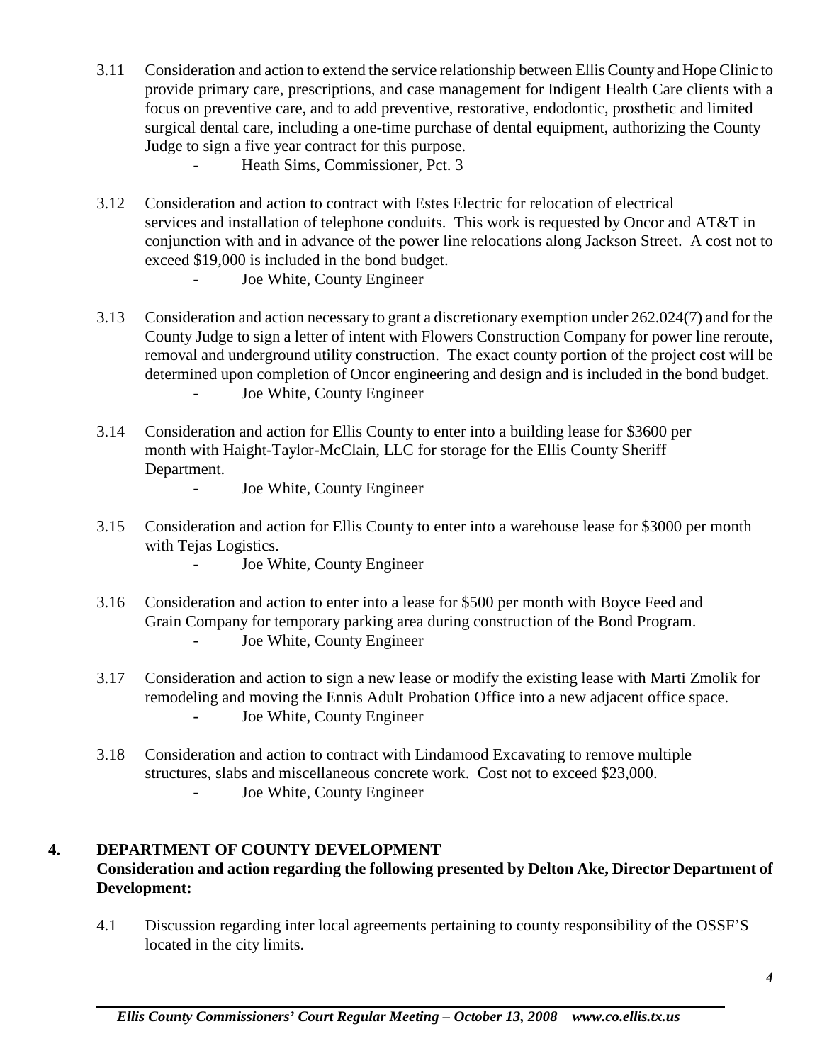3.11 Consideration and action to extend the service relationship between Ellis County and Hope Clinic to provide primary care, prescriptions, and case management for Indigent Health Care clients with a focus on preventive care, and to add preventive, restorative, endodontic, prosthetic and limited surgical dental care, including a one-time purchase of dental equipment, authorizing the County Judge to sign a five year contract for this purpose.
- Heath Sims, Commissioner, Pct. 3

3.12 Consideration and action to contract with Estes Electric for relocation of electrical services and installation of telephone conduits. This work is requested by Oncor and AT&T in conjunction with and in advance of the power line relocations along Jackson Street. A cost not to exceed $19,000 is included in the bond budget.
- Joe White, County Engineer

3.13 Consideration and action necessary to grant a discretionary exemption under 262.024(7) and for the County Judge to sign a letter of intent with Flowers Construction Company for power line reroute, removal and underground utility construction. The exact county portion of the project cost will be determined upon completion of Oncor engineering and design and is included in the bond budget.
- Joe White, County Engineer

3.14 Consideration and action for Ellis County to enter into a building lease for $3600 per month with Haight-Taylor-McClain, LLC for storage for the Ellis County Sheriff Department.
- Joe White, County Engineer

3.15 Consideration and action for Ellis County to enter into a warehouse lease for $3000 per month with Tejas Logistics.
- Joe White, County Engineer

3.16 Consideration and action to enter into a lease for $500 per month with Boyce Feed and Grain Company for temporary parking area during construction of the Bond Program.
- Joe White, County Engineer

3.17 Consideration and action to sign a new lease or modify the existing lease with Marti Zmolik for remodeling and moving the Ennis Adult Probation Office into a new adjacent office space.
- Joe White, County Engineer

3.18 Consideration and action to contract with Lindamood Excavating to remove multiple structures, slabs and miscellaneous concrete work. Cost not to exceed $23,000.
- Joe White, County Engineer

## 4. DEPARTMENT OF COUNTY DEVELOPMENT

**Consideration and action regarding the following presented by Delton Ake, Director Department of Development:**

4.1 Discussion regarding inter local agreements pertaining to county responsibility of the OSSF'S located in the city limits.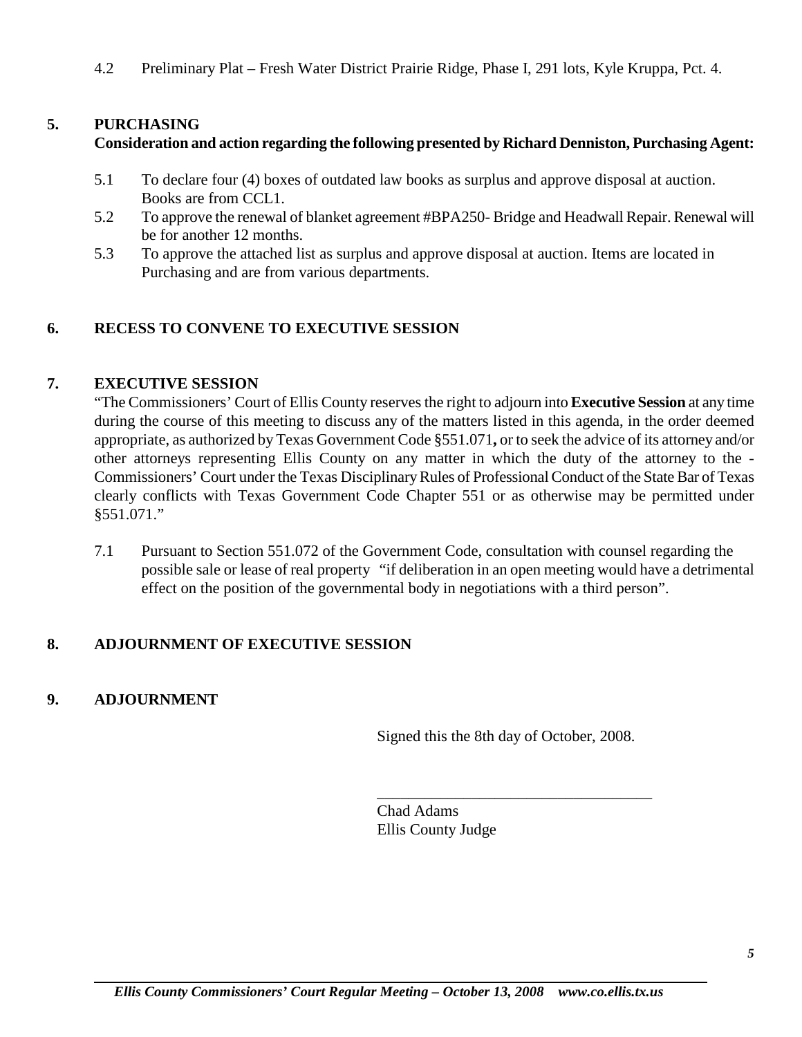4.2 Preliminary Plat – Fresh Water District Prairie Ridge, Phase I, 291 lots, Kyle Kruppa, Pct. 4.

## 5. PURCHASING

**Consideration and action regarding the following presented by Richard Denniston, Purchasing Agent:**

5.1 To declare four (4) boxes of outdated law books as surplus and approve disposal at auction. Books are from CCL1.

5.2 To approve the renewal of blanket agreement #BPA250- Bridge and Headwall Repair. Renewal will be for another 12 months.

5.3 To approve the attached list as surplus and approve disposal at auction. Items are located in Purchasing and are from various departments.

## 6. RECESS TO CONVENE TO EXECUTIVE SESSION

## 7. EXECUTIVE SESSION

"The Commissioners' Court of Ellis County reserves the right to adjourn into **Executive Session** at any time during the course of this meeting to discuss any of the matters listed in this agenda, in the order deemed appropriate, as authorized by Texas Government Code §551.071**,** or to seek the advice of its attorney and/or other attorneys representing Ellis County on any matter in which the duty of the attorney to the - Commissioners' Court under the Texas Disciplinary Rules of Professional Conduct of the State Bar of Texas clearly conflicts with Texas Government Code Chapter 551 or as otherwise may be permitted under §551.071."

7.1 Pursuant to Section 551.072 of the Government Code, consultation with counsel regarding the possible sale or lease of real property "if deliberation in an open meeting would have a detrimental effect on the position of the governmental body in negotiations with a third person".

## 8. ADJOURNMENT OF EXECUTIVE SESSION

## 9. ADJOURNMENT

Signed this the 8th day of October, 2008.

\_\_\_\_\_\_\_\_\_\_\_\_\_\_\_\_\_\_\_\_\_\_\_\_\_\_\_\_\_\_\_\_\_\_\_

Chad Adams
Ellis County Judge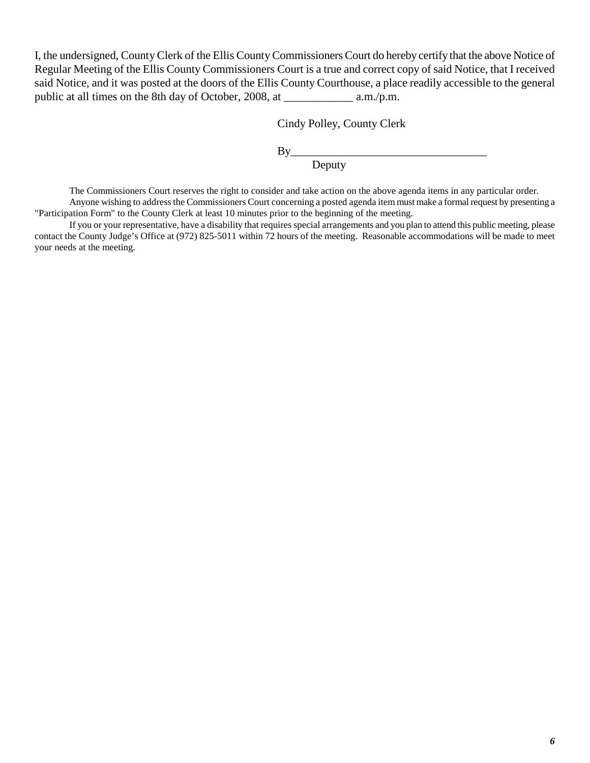I, the undersigned, County Clerk of the Ellis County Commissioners Court do hereby certify that the above Notice of Regular Meeting of the Ellis County Commissioners Court is a true and correct copy of said Notice, that I received said Notice, and it was posted at the doors of the Ellis County Courthouse, a place readily accessible to the general public at all times on the 8th day of October, 2008, at ____________ a.m./p.m.

Cindy Polley, County Clerk

By__________________________________

Deputy

The Commissioners Court reserves the right to consider and take action on the above agenda items in any particular order.

Anyone wishing to address the Commissioners Court concerning a posted agenda item must make a formal request by presenting a "Participation Form" to the County Clerk at least 10 minutes prior to the beginning of the meeting.

If you or your representative, have a disability that requires special arrangements and you plan to attend this public meeting, please contact the County Judge's Office at (972) 825-5011 within 72 hours of the meeting. Reasonable accommodations will be made to meet your needs at the meeting.